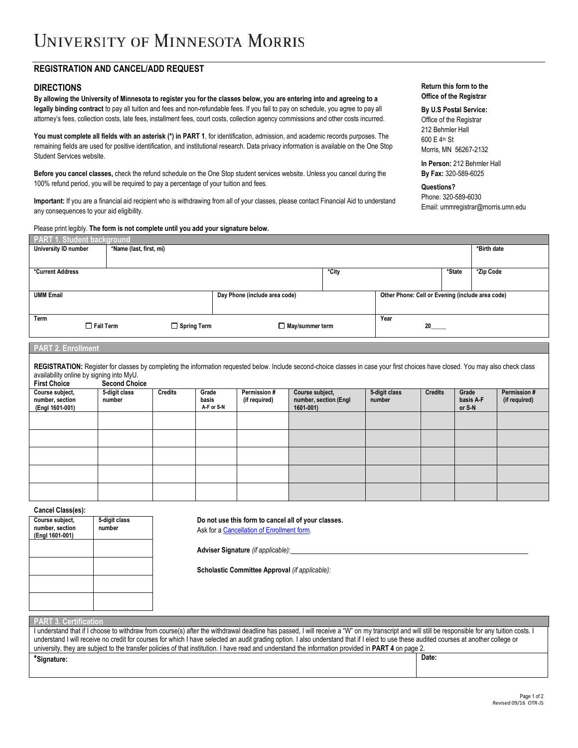# UNIVERSITY OF MINNESOTA MORRIS

## REGISTRATION AND CANCEL/ADD REQUEST

### DIRECTIONS

**By allowing the University of Minnesota to register you for the classes below, you are entering into and agreeing to a legally binding contract** to pay all tuition and fees and non-refundable fees. If you fail to pay on schedule, you agree to pay all attorney's fees, collection costs, late fees, installment fees, court costs, collection agency commissions and other costs incurred.

**You must complete all fields with an asterisk (*) in PART 1**, for identification, admission, and academic records purposes. The remaining fields are used for positive identification, and institutional research. Data privacy information is available on the One Stop Student Services website.

**Before you cancel classes,** check the refund schedule on the One Stop student services website. Unless you cancel during the 100% refund period, you will be required to pay a percentage of your tuition and fees.

**Important:** If you are a financial aid recipient who is withdrawing from all of your classes, please contact Financial Aid to understand any consequences to your aid eligibility.

**Return this form to the Office of the Registrar**

**By U.S Postal Service:**
Office of the Registrar
212 Behmler Hall
600 E 4th St
Morris, MN 56267-2132

**In Person:** 212 Behmler Hall
**By Fax:** 320-589-6025

**Questions?**
Phone: 320-589-6030
Email: ummregistrar@morris.umn.edu

Please print legibly. **The form is not complete until you add your signature below.**

### PART 1. Student background

| University ID number | *Name (last, first, mi) | | | *Birth date |
|---|---|---|---|---|
| *Current Address | | *City | *State | *Zip Code |
| UMM Email | Day Phone (include area code) | Other Phone: Cell or Evening (include area code) | | |
| Term ☐ Fall Term ☐ Spring Term ☐ May/summer term | | Year 20_____ | | |

### PART 2. Enrollment

**REGISTRATION:** Register for classes by completing the information requested below. Include second-choice classes in case your first choices have closed. You may also check class availability online by signing into MyU.

| **First Choice** | | | | | **Second Choice** | | | | |
|---|---|---|---|---|---|---|---|---|---|
| Course subject, number, section (Engl 1601-001) | 5-digit class number | Credits | Grade basis A-F or S-N | Permission # (if required) | Course subject, number, section (Engl 1601-001) | 5-digit class number | Credits | Grade basis A-F or S-N | Permission # (if required) |
| | | | | | | | | | |
| | | | | | | | | | |
| | | | | | | | | | |
| | | | | | | | | | |
| | | | | | | | | | |

**Cancel Class(es):**

| Course subject, number, section (Engl 1601-001) | 5-digit class number |
|---|---|
| | |
| | |
| | |
| | |

**Do not use this form to cancel all of your classes.**
Ask for a Cancellation of Enrollment form.

**Adviser Signature** *(if applicable)*: ______________________________

**Scholastic Committee Approval** *(if applicable)*:

### PART 3. Certification

I understand that if I choose to withdraw from course(s) after the withdrawal deadline has passed, I will receive a "W" on my transcript and will still be responsible for any tuition costs. I understand I will receive no credit for courses for which I have selected an audit grading option. I also understand that if I elect to use these audited courses at another college or university, they are subject to the transfer policies of that institution. I have read and understand the information provided in **PART 4** on page 2.

| *Signature: | Date: |
|---|---|
| | |

Revised 09/16 OTR-JS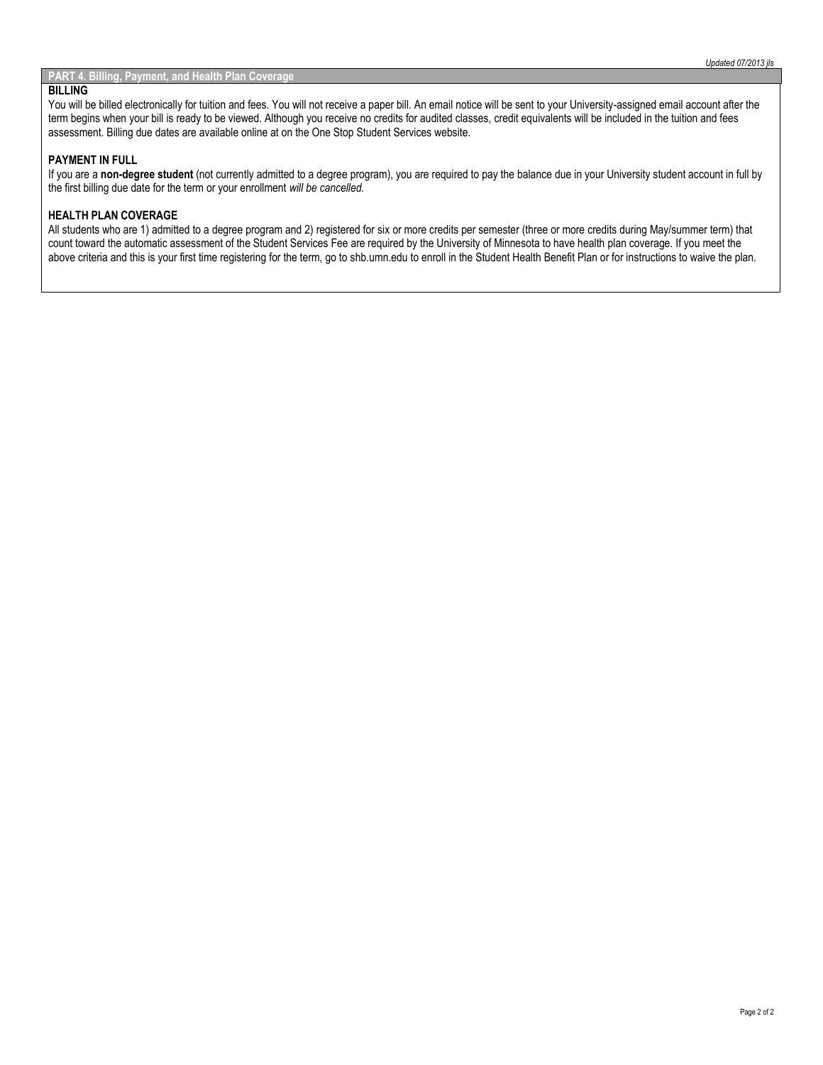## PART 4. Billing, Payment, and Health Plan Coverage

### BILLING

You will be billed electronically for tuition and fees. You will not receive a paper bill. An email notice will be sent to your University-assigned email account after the term begins when your bill is ready to be viewed. Although you receive no credits for audited classes, credit equivalents will be included in the tuition and fees assessment. Billing due dates are available online at on the One Stop Student Services website.

### PAYMENT IN FULL

If you are a **non-degree student** (not currently admitted to a degree program), you are required to pay the balance due in your University student account in full by the first billing due date for the term or your enrollment *will be cancelled.*

### HEALTH PLAN COVERAGE

All students who are 1) admitted to a degree program and 2) registered for six or more credits per semester (three or more credits during May/summer term) that count toward the automatic assessment of the Student Services Fee are required by the University of Minnesota to have health plan coverage. If you meet the above criteria and this is your first time registering for the term, go to shb.umn.edu to enroll in the Student Health Benefit Plan or for instructions to waive the plan.